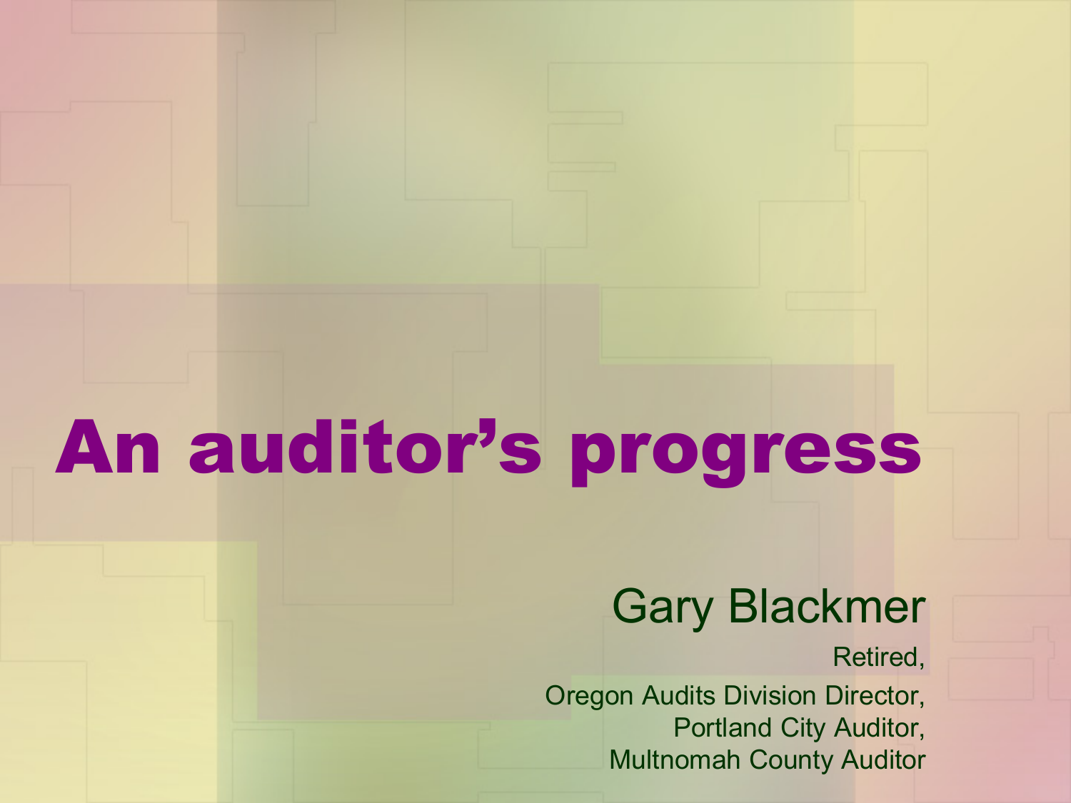# An auditor's progress

Gary Blackmer

Retired,

Oregon Audits Division Director,
Portland City Auditor,
Multnomah County Auditor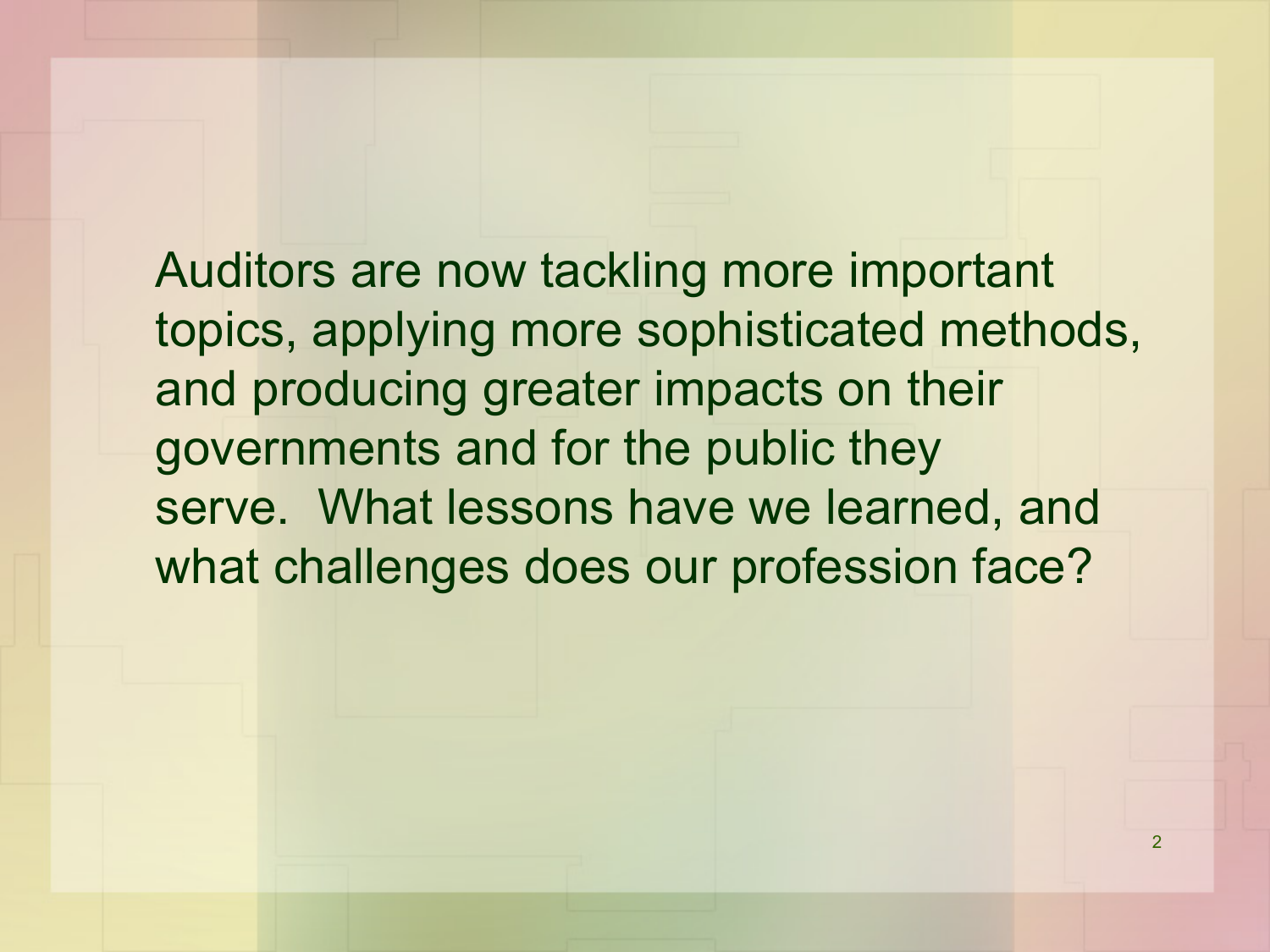Auditors are now tackling more important topics, applying more sophisticated methods, and producing greater impacts on their governments and for the public they serve. What lessons have we learned, and what challenges does our profession face?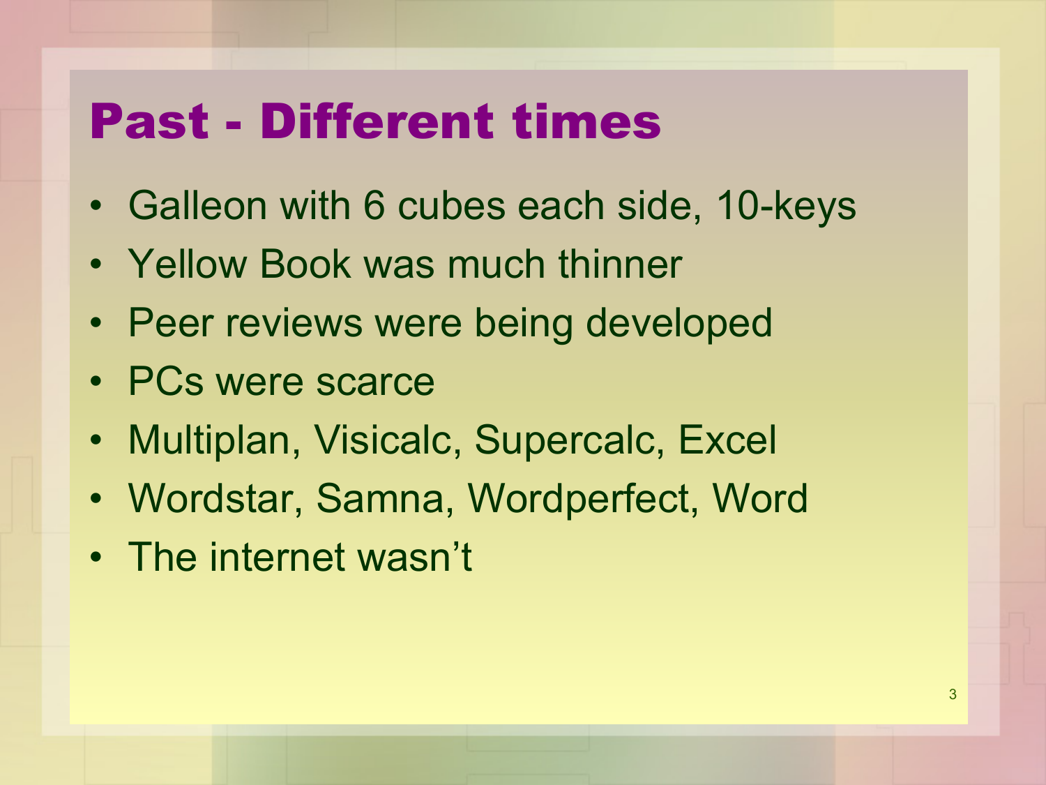# Past - Different times

- Galleon with 6 cubes each side, 10-keys
- Yellow Book was much thinner
- Peer reviews were being developed
- PCs were scarce
- Multiplan, Visicalc, Supercalc, Excel
- Wordstar, Samna, Wordperfect, Word
- The internet wasn’t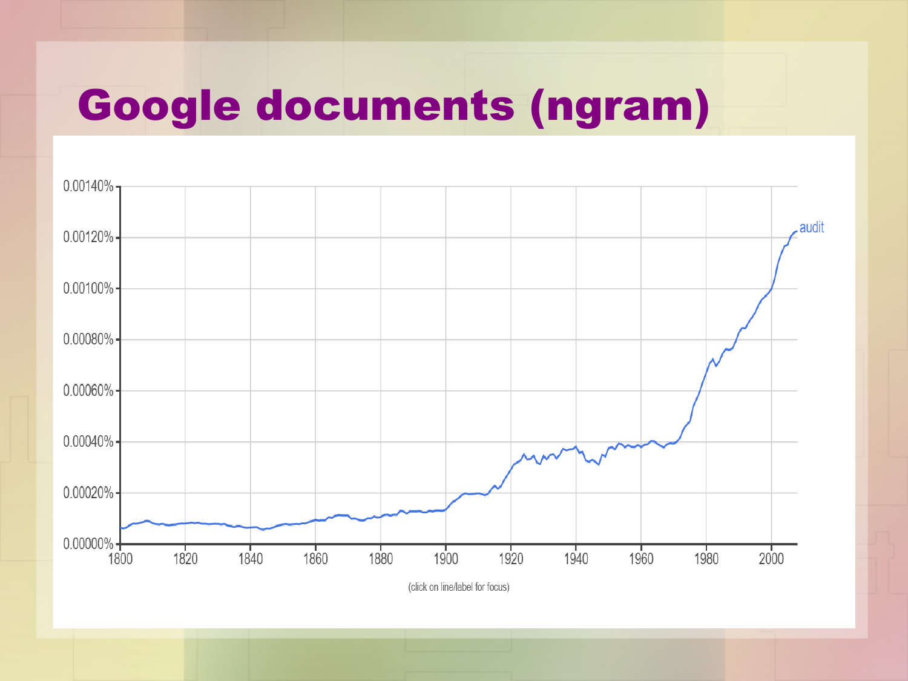# Google documents (ngram)

0.00140%
0.00120%
0.00100%
0.00080%
0.00060%
0.00040%
0.00020%
0.00000%

1800 1820 1840 1860 1880 1900 1920 1940 1960 1980 2000

audit

(click on line/label for focus)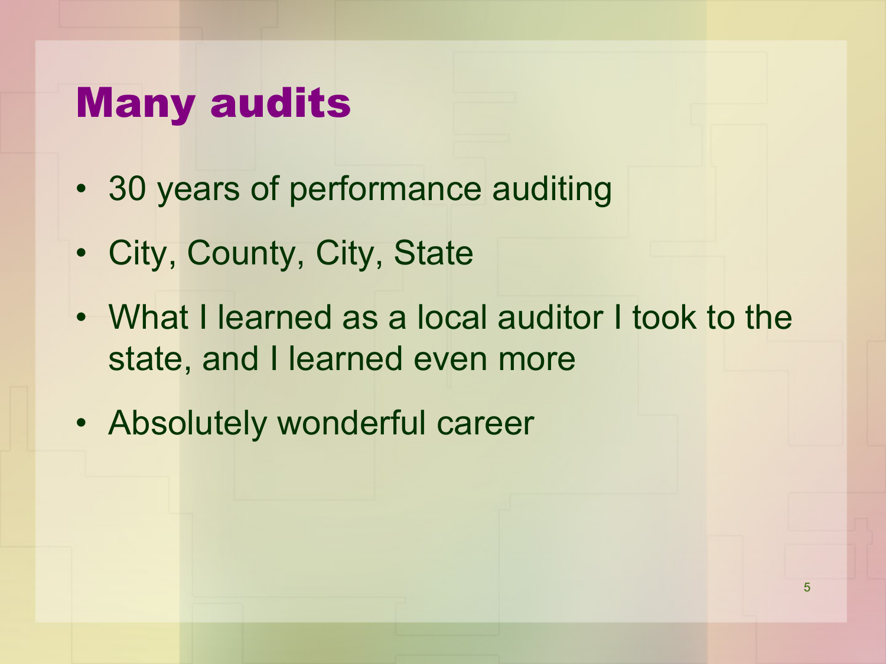# Many audits

- 30 years of performance auditing
- City, County, City, State
- What I learned as a local auditor I took to the state, and I learned even more
- Absolutely wonderful career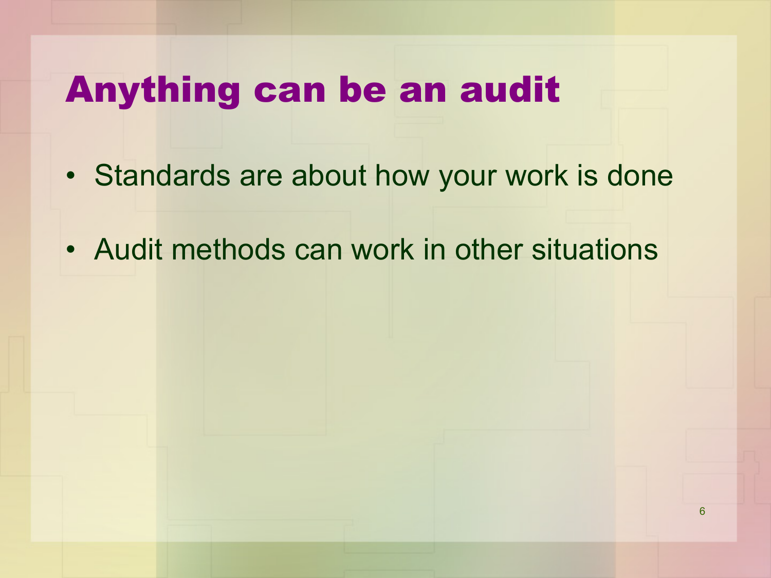# Anything can be an audit

- Standards are about how your work is done
- Audit methods can work in other situations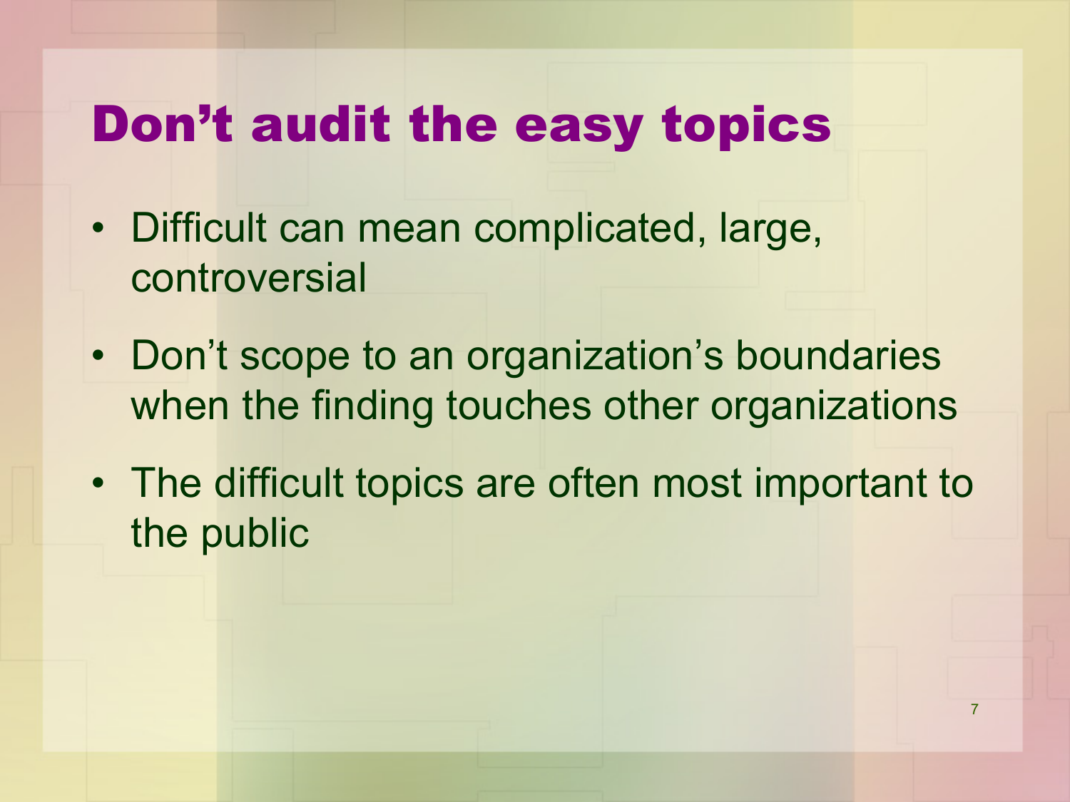# Don’t audit the easy topics

- Difficult can mean complicated, large, controversial
- Don’t scope to an organization’s boundaries when the finding touches other organizations
- The difficult topics are often most important to the public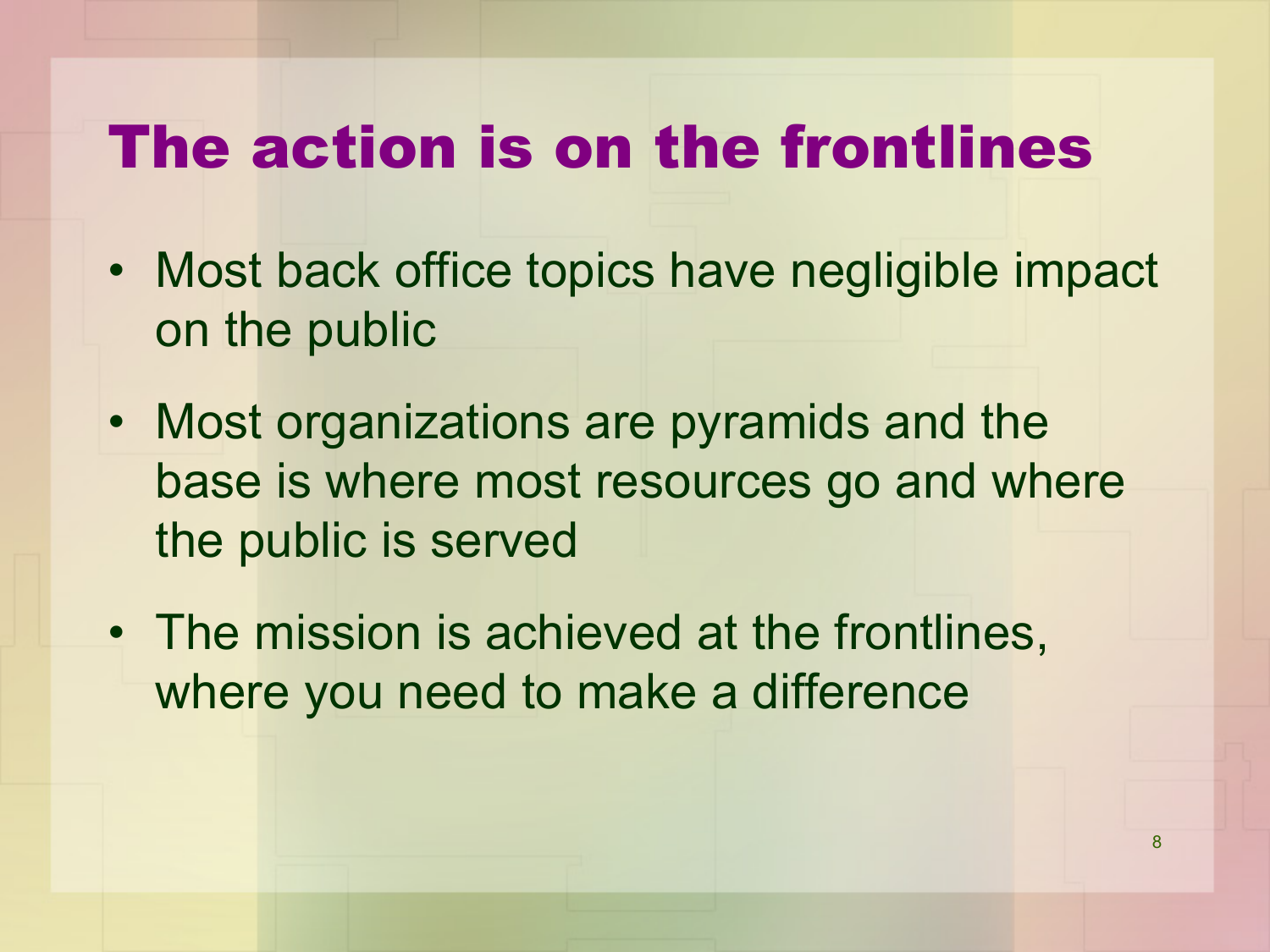# The action is on the frontlines

- Most back office topics have negligible impact on the public
- Most organizations are pyramids and the base is where most resources go and where the public is served
- The mission is achieved at the frontlines, where you need to make a difference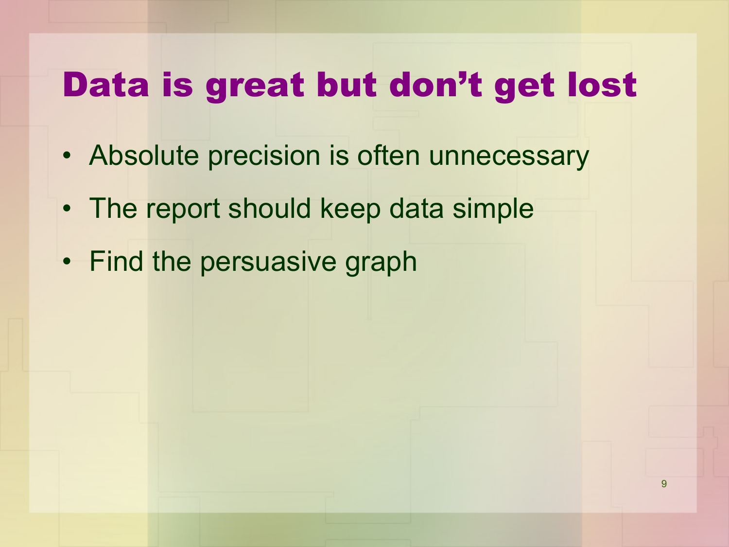# Data is great but don't get lost

- Absolute precision is often unnecessary
- The report should keep data simple
- Find the persuasive graph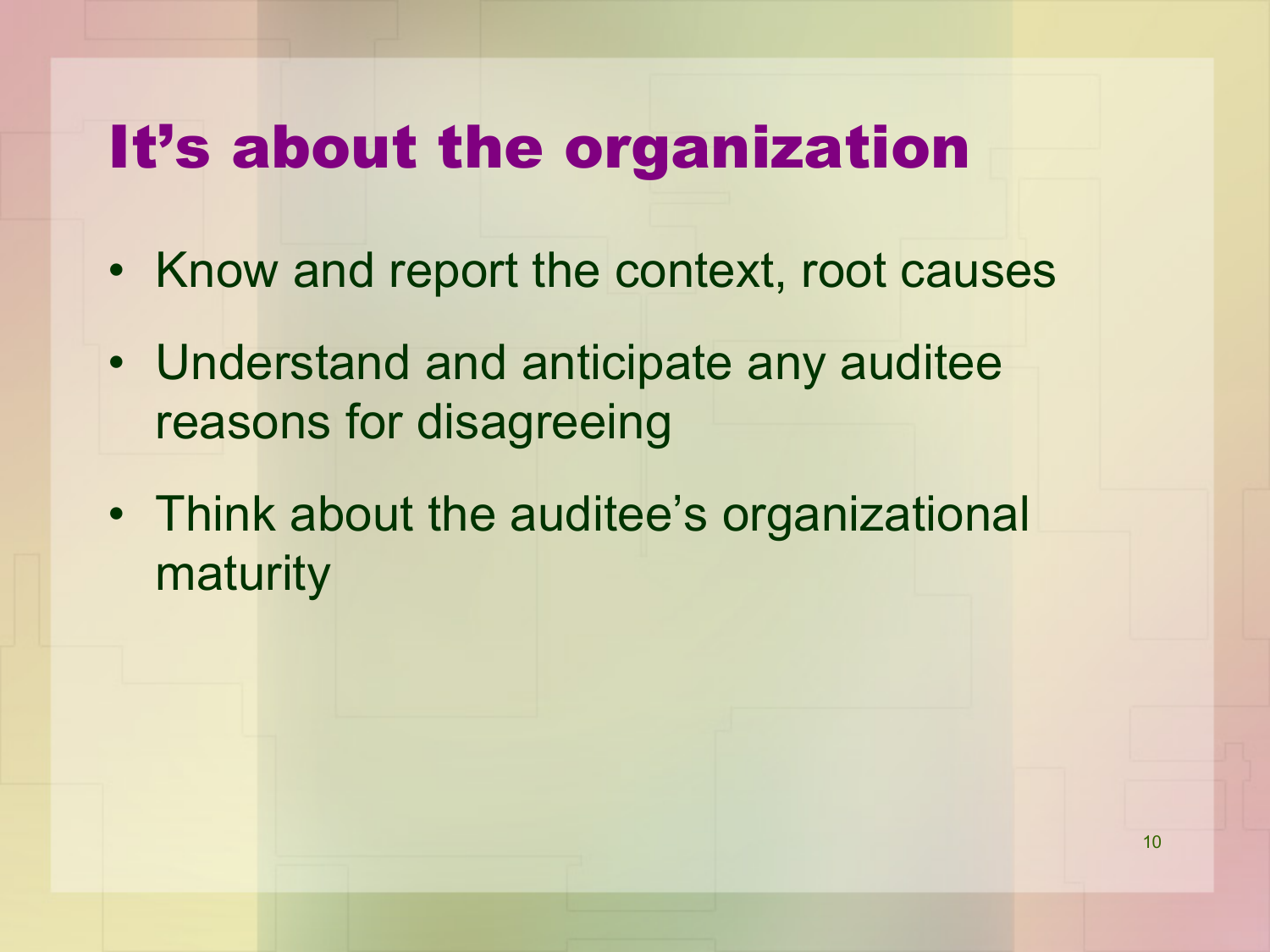# It's about the organization

- Know and report the context, root causes
- Understand and anticipate any auditee reasons for disagreeing
- Think about the auditee's organizational maturity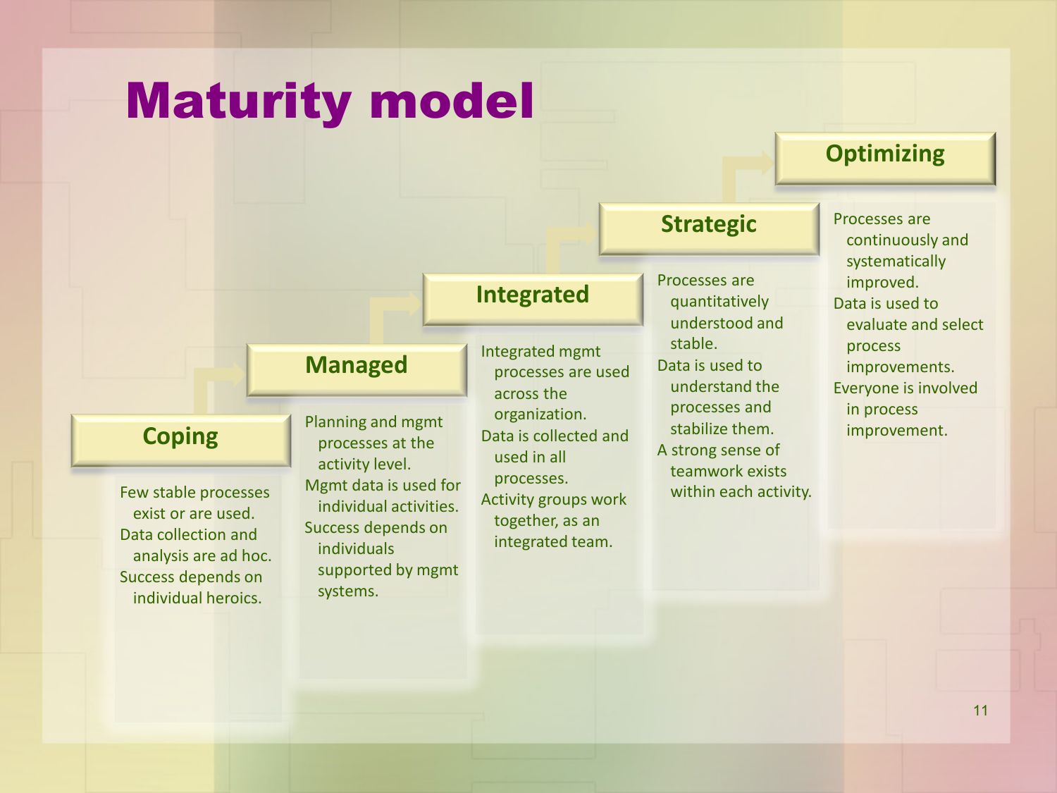# Maturity model

### Coping

- Few stable processes exist or are used.
- Data collection and analysis are ad hoc.
- Success depends on individual heroics.

### Managed

- Planning and mgmt processes at the activity level.
- Mgmt data is used for individual activities.
- Success depends on individuals supported by mgmt systems.

### Integrated

- Integrated mgmt processes are used across the organization.
- Data is collected and used in all processes.
- Activity groups work together, as an integrated team.

### Strategic

- Processes are quantitatively understood and stable.
- Data is used to understand the processes and stabilize them.
- A strong sense of teamwork exists within each activity.

### Optimizing

- Processes are continuously and systematically improved.
- Data is used to evaluate and select process improvements.
- Everyone is involved in process improvement.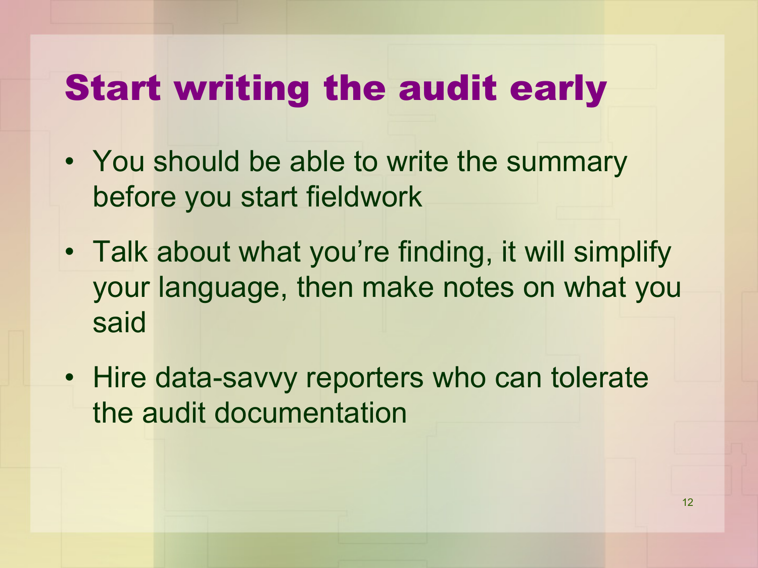# Start writing the audit early

- You should be able to write the summary before you start fieldwork
- Talk about what you're finding, it will simplify your language, then make notes on what you said
- Hire data-savvy reporters who can tolerate the audit documentation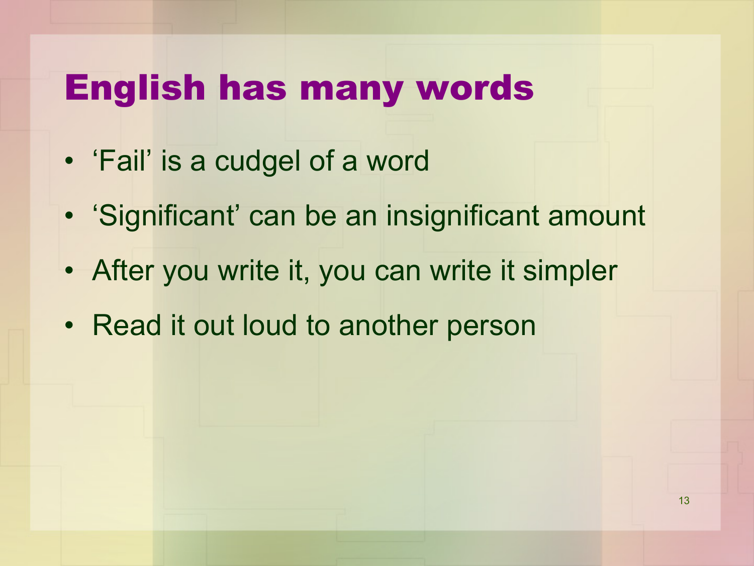# English has many words

- ‘Fail’ is a cudgel of a word
- ‘Significant’ can be an insignificant amount
- After you write it, you can write it simpler
- Read it out loud to another person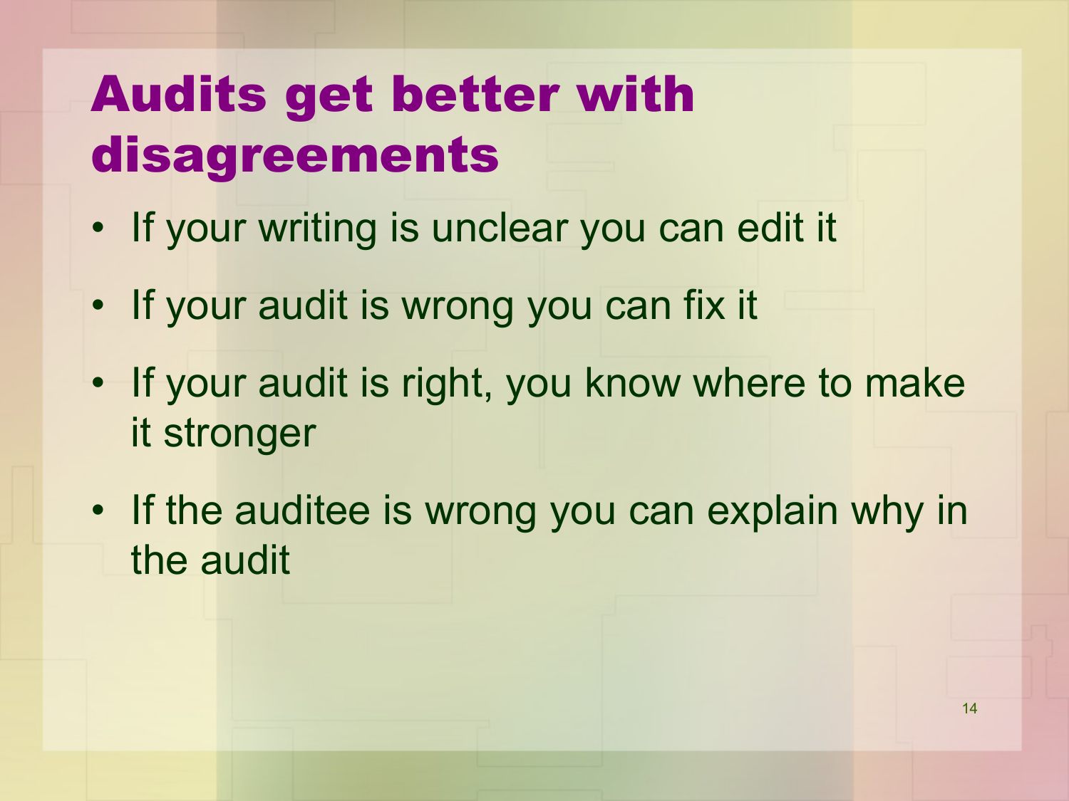# Audits get better with disagreements

- If your writing is unclear you can edit it
- If your audit is wrong you can fix it
- If your audit is right, you know where to make it stronger
- If the auditee is wrong you can explain why in the audit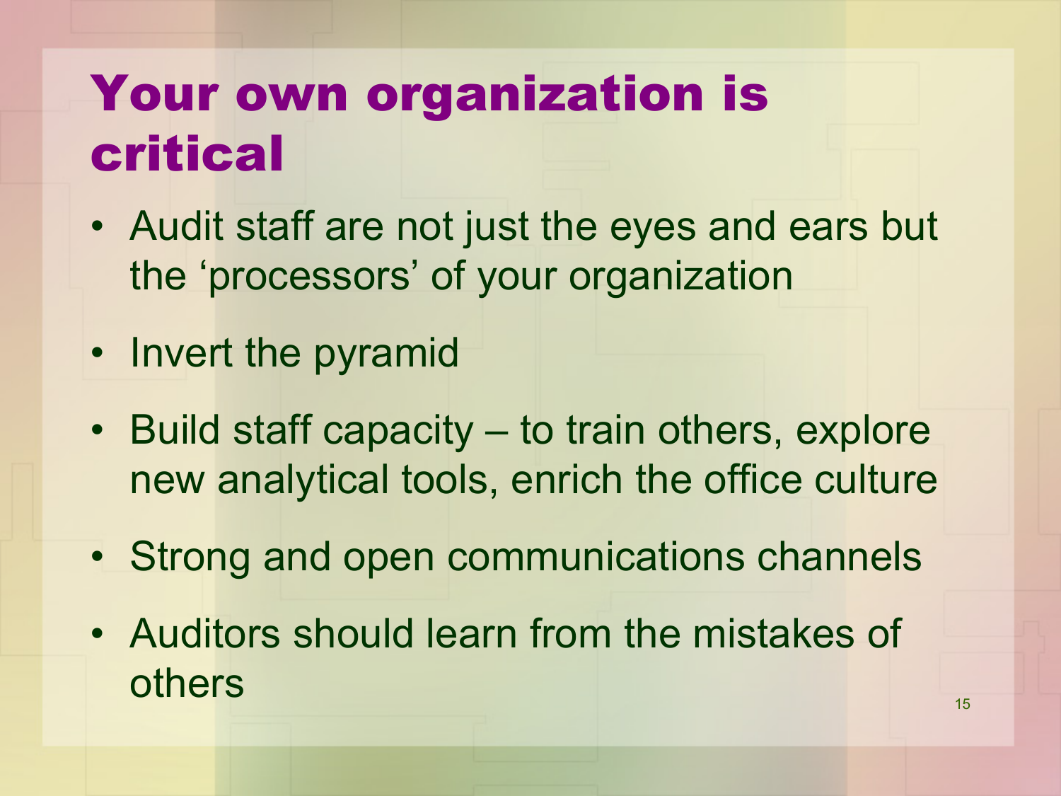# Your own organization is critical

- Audit staff are not just the eyes and ears but the ‘processors’ of your organization
- Invert the pyramid
- Build staff capacity – to train others, explore new analytical tools, enrich the office culture
- Strong and open communications channels
- Auditors should learn from the mistakes of others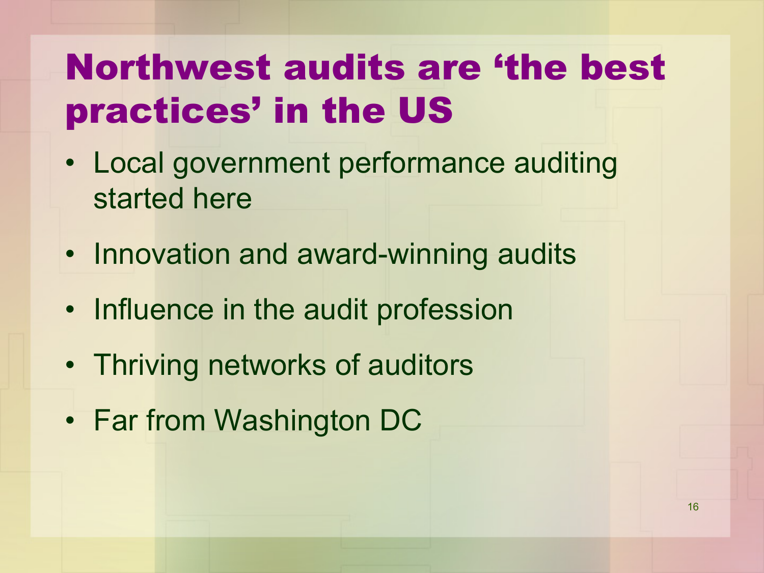# Northwest audits are 'the best practices' in the US

- Local government performance auditing started here
- Innovation and award-winning audits
- Influence in the audit profession
- Thriving networks of auditors
- Far from Washington DC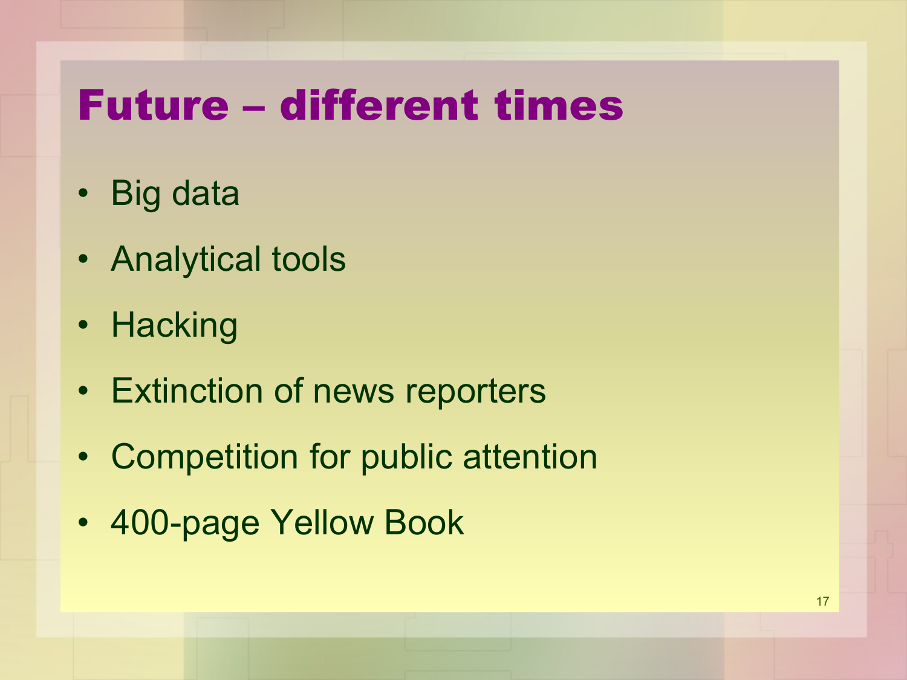# Future – different times

- Big data
- Analytical tools
- Hacking
- Extinction of news reporters
- Competition for public attention
- 400-page Yellow Book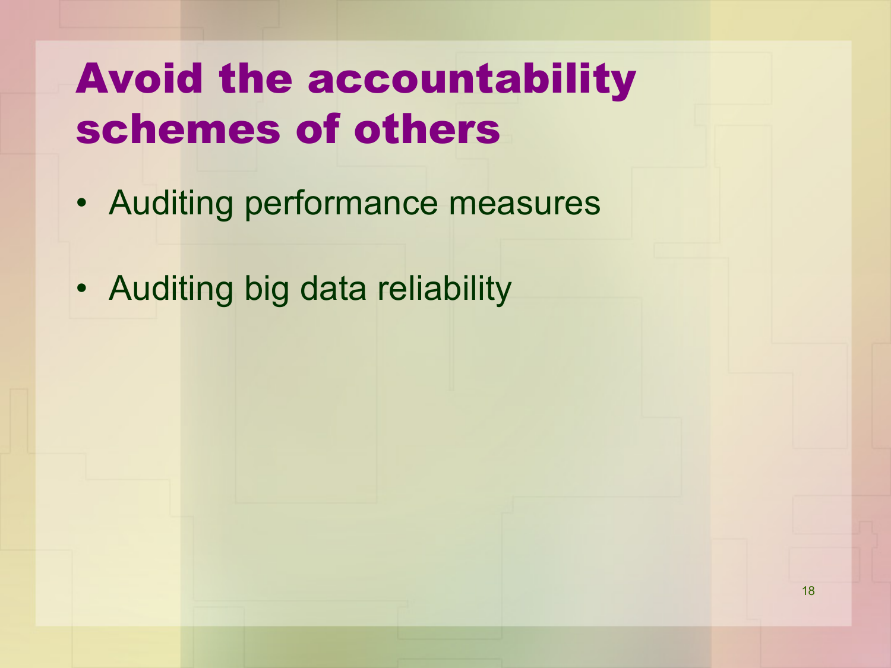# Avoid the accountability schemes of others

- Auditing performance measures
- Auditing big data reliability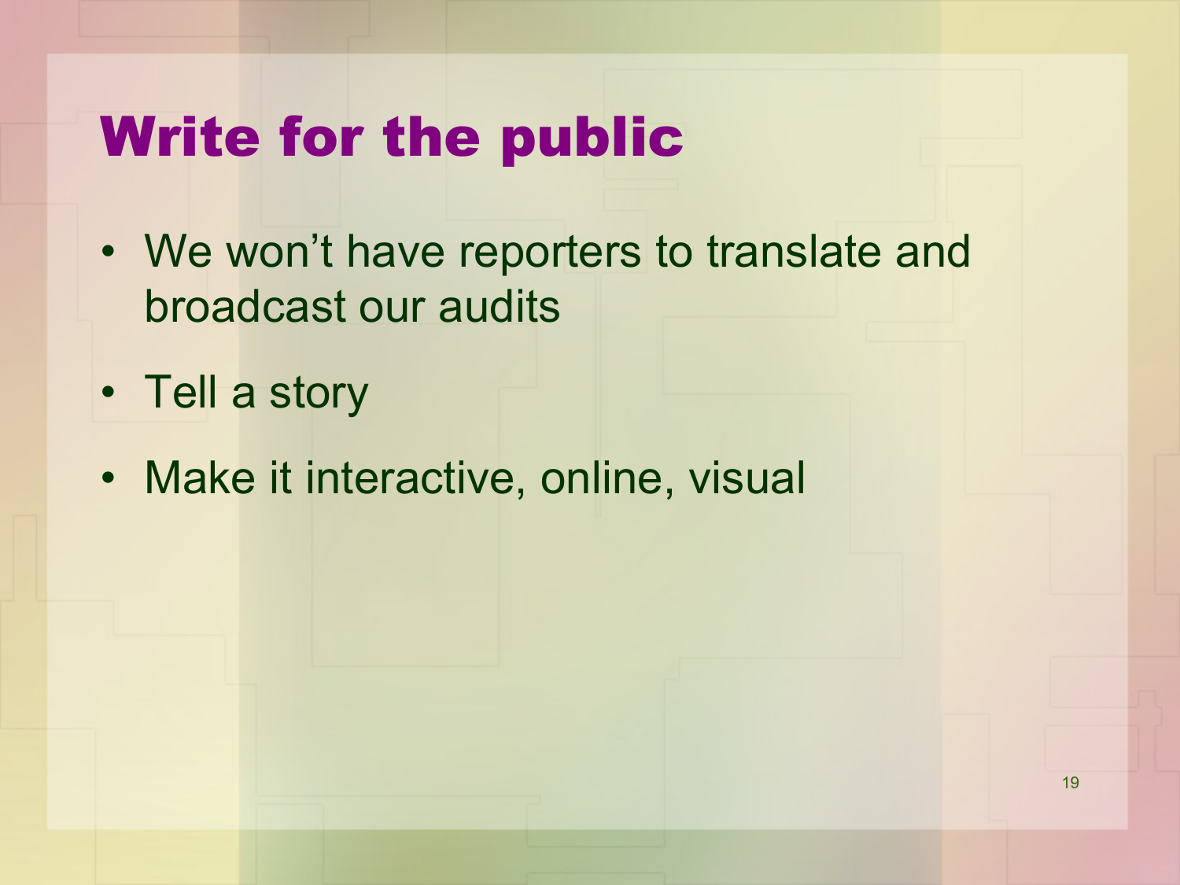# Write for the public

- We won’t have reporters to translate and broadcast our audits
- Tell a story
- Make it interactive, online, visual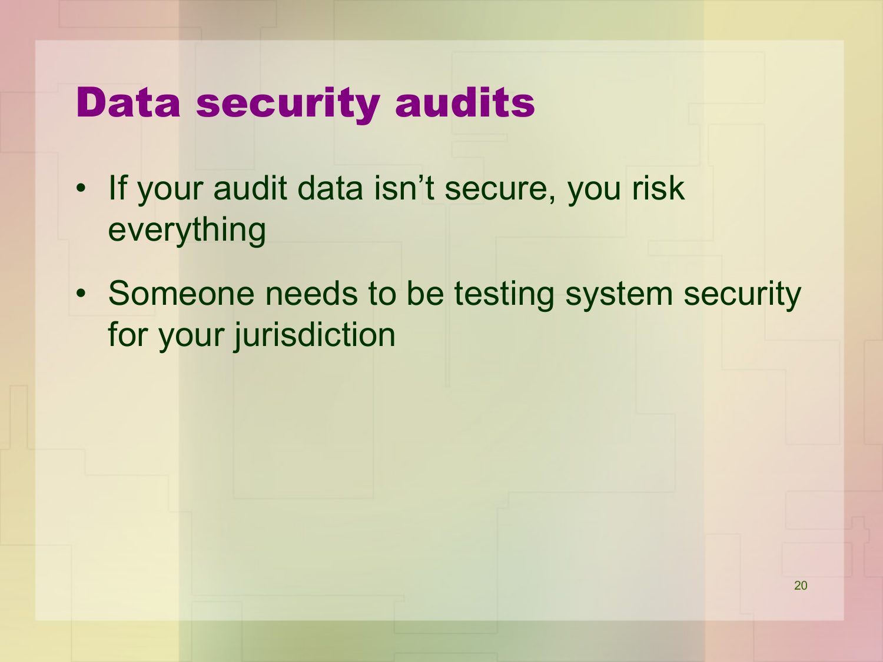# Data security audits

- If your audit data isn't secure, you risk everything
- Someone needs to be testing system security for your jurisdiction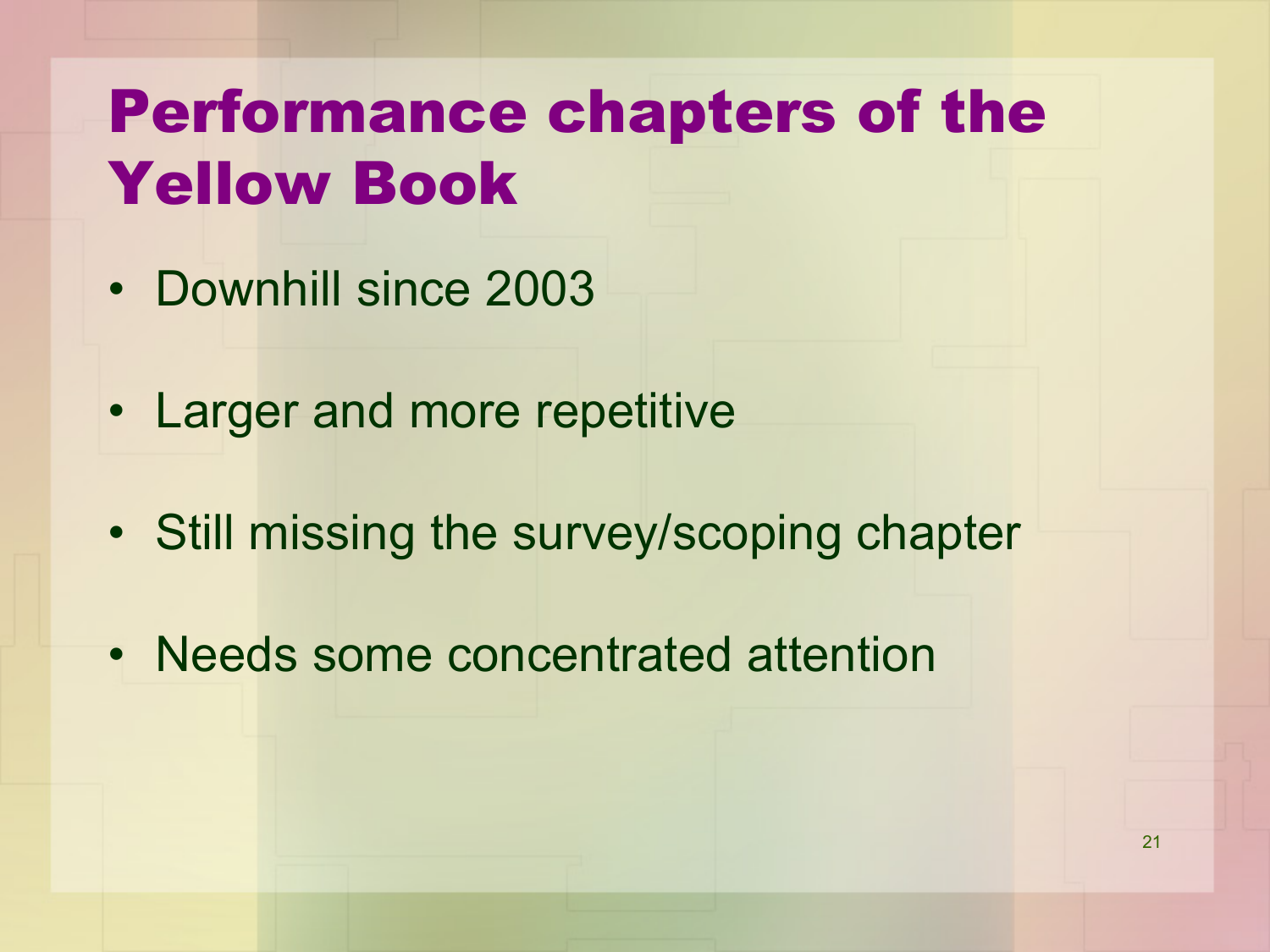# Performance chapters of the Yellow Book

- Downhill since 2003
- Larger and more repetitive
- Still missing the survey/scoping chapter
- Needs some concentrated attention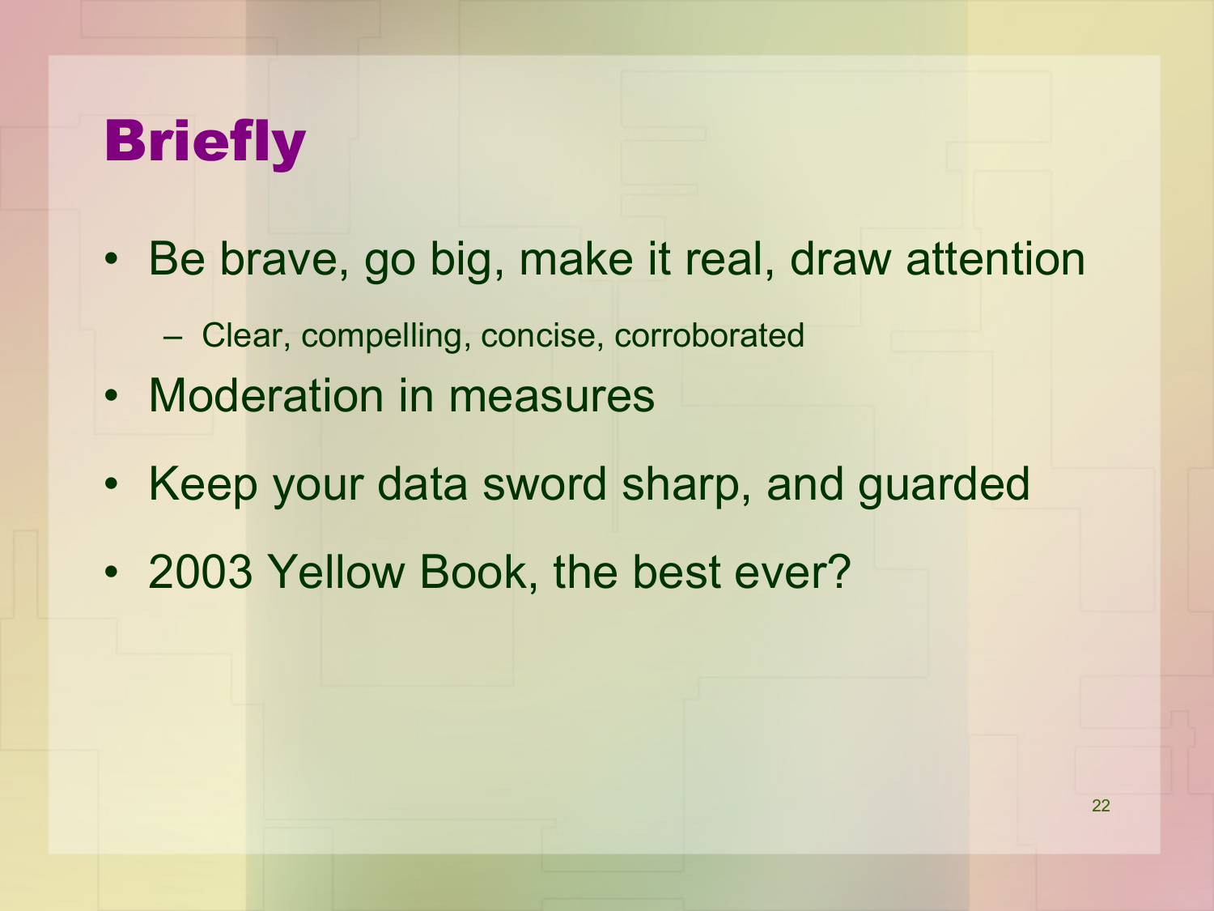# Briefly

- Be brave, go big, make it real, draw attention
  - Clear, compelling, concise, corroborated
- Moderation in measures
- Keep your data sword sharp, and guarded
- 2003 Yellow Book, the best ever?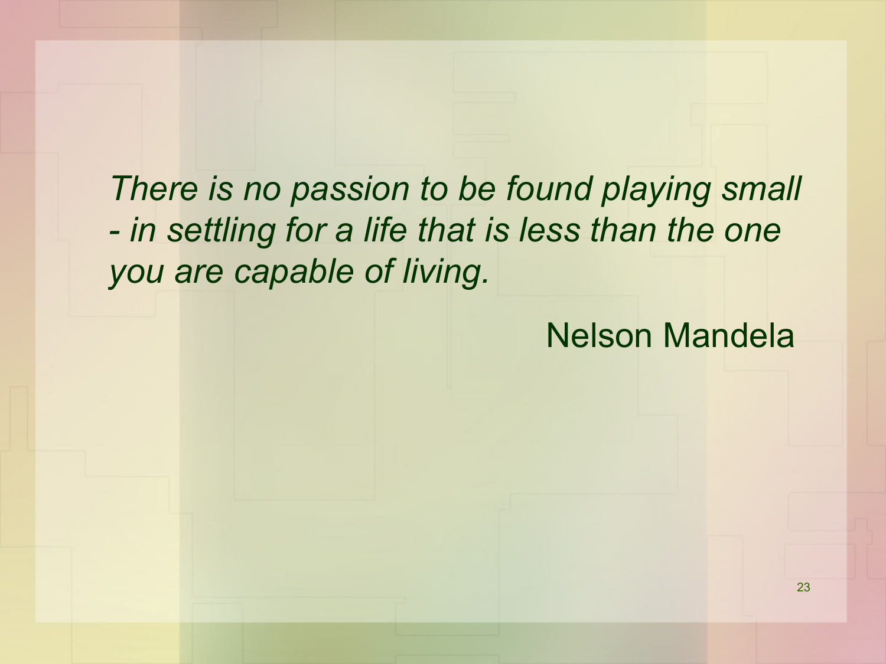*There is no passion to be found playing small - in settling for a life that is less than the one you are capable of living.*

Nelson Mandela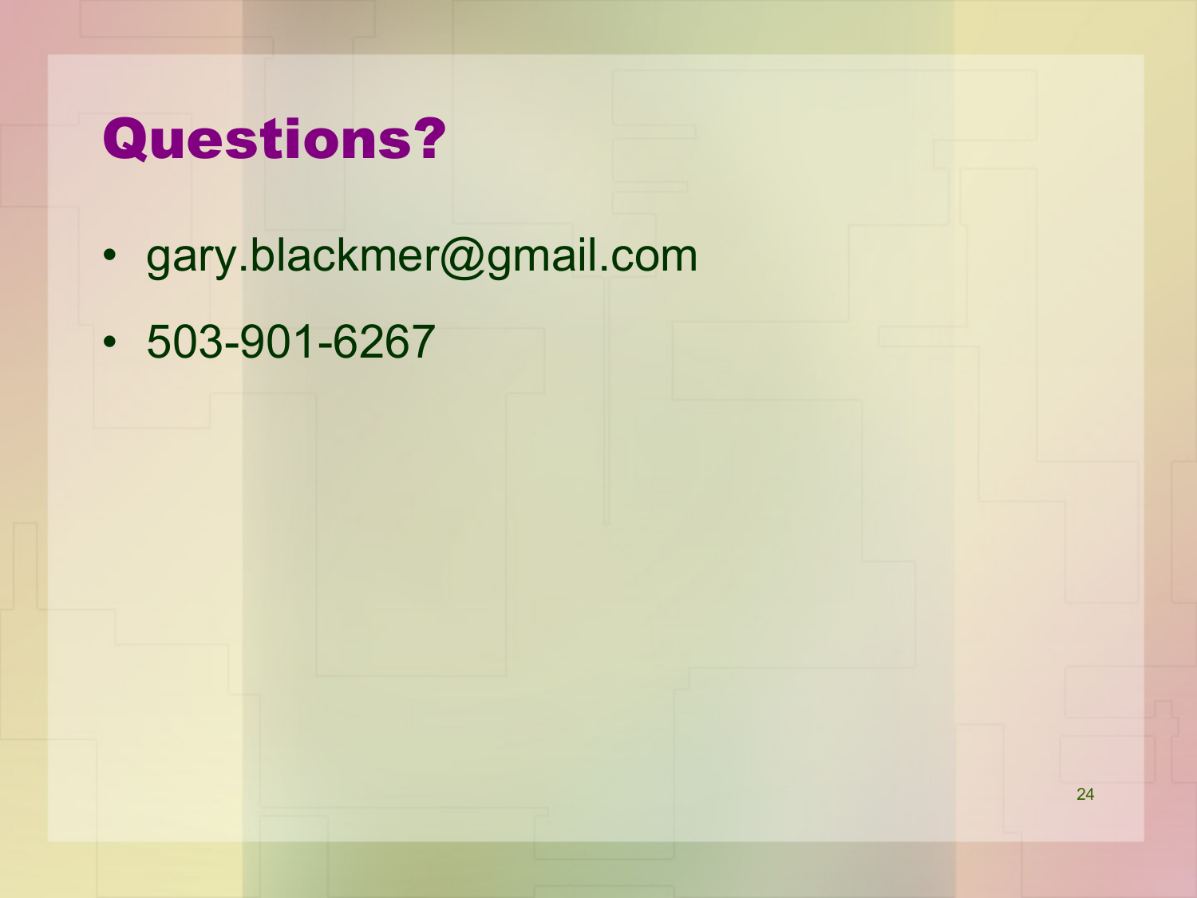# Questions?

- gary.blackmer@gmail.com
- 503-901-6267